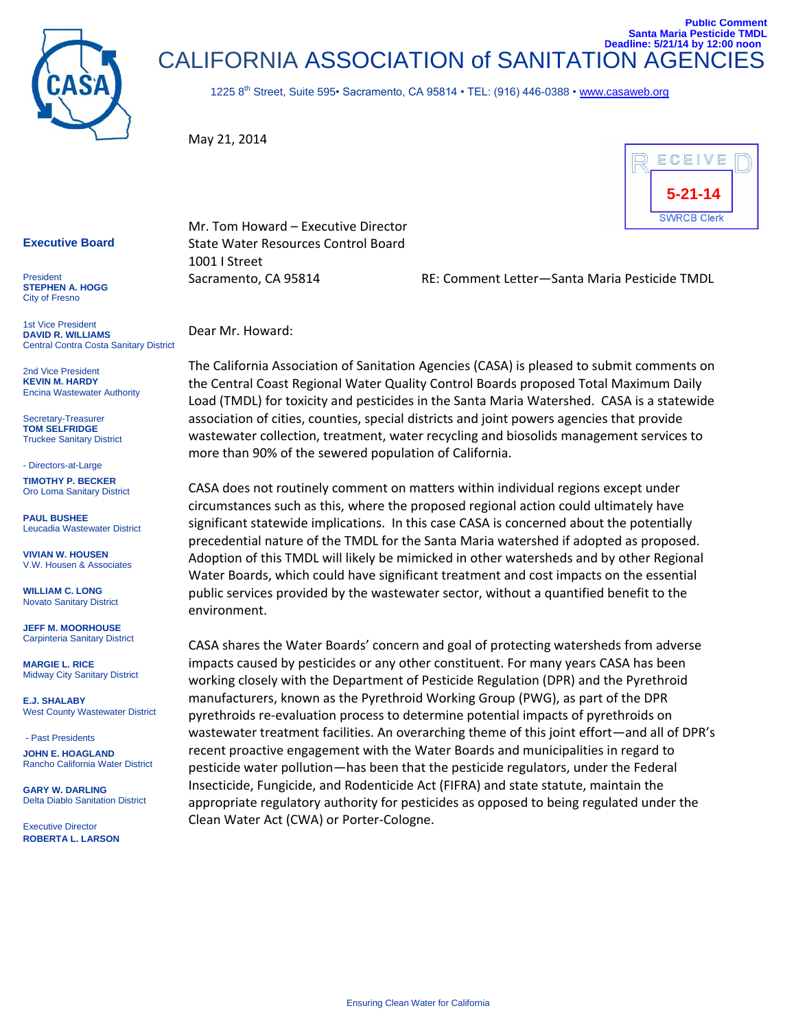**Public Comment**
**Santa Maria Pesticide TMDL**
**Deadline: 5/21/14 by 12:00 noon**

# CALIFORNIA ASSOCIATION of SANITATION AGENCIES

1225 8th Street, Suite 595• Sacramento, CA 95814 • TEL: (916) 446-0388 • www.casaweb.org

May 21, 2014

RECEIVED
5-21-14
SWRCB Clerk

**Executive Board**

President
**STEPHEN A. HOGG**
City of Fresno

1st Vice President
**DAVID R. WILLIAMS**
Central Contra Costa Sanitary District

2nd Vice President
**KEVIN M. HARDY**
Encina Wastewater Authority

Secretary-Treasurer
**TOM SELFRIDGE**
Truckee Sanitary District

- Directors-at-Large

**TIMOTHY P. BECKER**
Oro Loma Sanitary District

**PAUL BUSHEE**
Leucadia Wastewater District

**VIVIAN W. HOUSEN**
V.W. Housen & Associates

**WILLIAM C. LONG**
Novato Sanitary District

**JEFF M. MOORHOUSE**
Carpinteria Sanitary District

**MARGIE L. RICE**
Midway City Sanitary District

**E.J. SHALABY**
West County Wastewater District

- Past Presidents

**JOHN E. HOAGLAND**
Rancho California Water District

**GARY W. DARLING**
Delta Diablo Sanitation District

Executive Director
**ROBERTA L. LARSON**

Mr. Tom Howard – Executive Director
State Water Resources Control Board
1001 I Street
Sacramento, CA 95814

RE: Comment Letter—Santa Maria Pesticide TMDL

Dear Mr. Howard:

The California Association of Sanitation Agencies (CASA) is pleased to submit comments on the Central Coast Regional Water Quality Control Boards proposed Total Maximum Daily Load (TMDL) for toxicity and pesticides in the Santa Maria Watershed. CASA is a statewide association of cities, counties, special districts and joint powers agencies that provide wastewater collection, treatment, water recycling and biosolids management services to more than 90% of the sewered population of California.

CASA does not routinely comment on matters within individual regions except under circumstances such as this, where the proposed regional action could ultimately have significant statewide implications. In this case CASA is concerned about the potentially precedential nature of the TMDL for the Santa Maria watershed if adopted as proposed. Adoption of this TMDL will likely be mimicked in other watersheds and by other Regional Water Boards, which could have significant treatment and cost impacts on the essential public services provided by the wastewater sector, without a quantified benefit to the environment.

CASA shares the Water Boards' concern and goal of protecting watersheds from adverse impacts caused by pesticides or any other constituent. For many years CASA has been working closely with the Department of Pesticide Regulation (DPR) and the Pyrethroid manufacturers, known as the Pyrethroid Working Group (PWG), as part of the DPR pyrethroids re-evaluation process to determine potential impacts of pyrethroids on wastewater treatment facilities. An overarching theme of this joint effort—and all of DPR's recent proactive engagement with the Water Boards and municipalities in regard to pesticide water pollution—has been that the pesticide regulators, under the Federal Insecticide, Fungicide, and Rodenticide Act (FIFRA) and state statute, maintain the appropriate regulatory authority for pesticides as opposed to being regulated under the Clean Water Act (CWA) or Porter-Cologne.

Ensuring Clean Water for California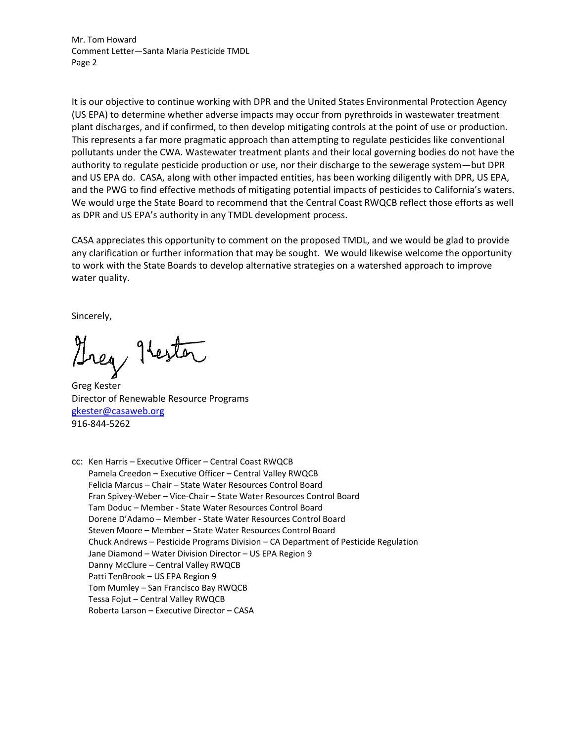It is our objective to continue working with DPR and the United States Environmental Protection Agency (US EPA) to determine whether adverse impacts may occur from pyrethroids in wastewater treatment plant discharges, and if confirmed, to then develop mitigating controls at the point of use or production. This represents a far more pragmatic approach than attempting to regulate pesticides like conventional pollutants under the CWA. Wastewater treatment plants and their local governing bodies do not have the authority to regulate pesticide production or use, nor their discharge to the sewerage system—but DPR and US EPA do. CASA, along with other impacted entities, has been working diligently with DPR, US EPA, and the PWG to find effective methods of mitigating potential impacts of pesticides to California's waters. We would urge the State Board to recommend that the Central Coast RWQCB reflect those efforts as well as DPR and US EPA's authority in any TMDL development process.

CASA appreciates this opportunity to comment on the proposed TMDL, and we would be glad to provide any clarification or further information that may be sought. We would likewise welcome the opportunity to work with the State Boards to develop alternative strategies on a watershed approach to improve water quality.

Sincerely,

Greg Kester
Director of Renewable Resource Programs
gkester@casaweb.org
916-844-5262

cc: Ken Harris – Executive Officer – Central Coast RWQCB
Pamela Creedon – Executive Officer – Central Valley RWQCB
Felicia Marcus – Chair – State Water Resources Control Board
Fran Spivey-Weber – Vice-Chair – State Water Resources Control Board
Tam Doduc – Member - State Water Resources Control Board
Dorene D'Adamo – Member - State Water Resources Control Board
Steven Moore – Member – State Water Resources Control Board
Chuck Andrews – Pesticide Programs Division – CA Department of Pesticide Regulation
Jane Diamond – Water Division Director – US EPA Region 9
Danny McClure – Central Valley RWQCB
Patti TenBrook – US EPA Region 9
Tom Mumley – San Francisco Bay RWQCB
Tessa Fojut – Central Valley RWQCB
Roberta Larson – Executive Director – CASA